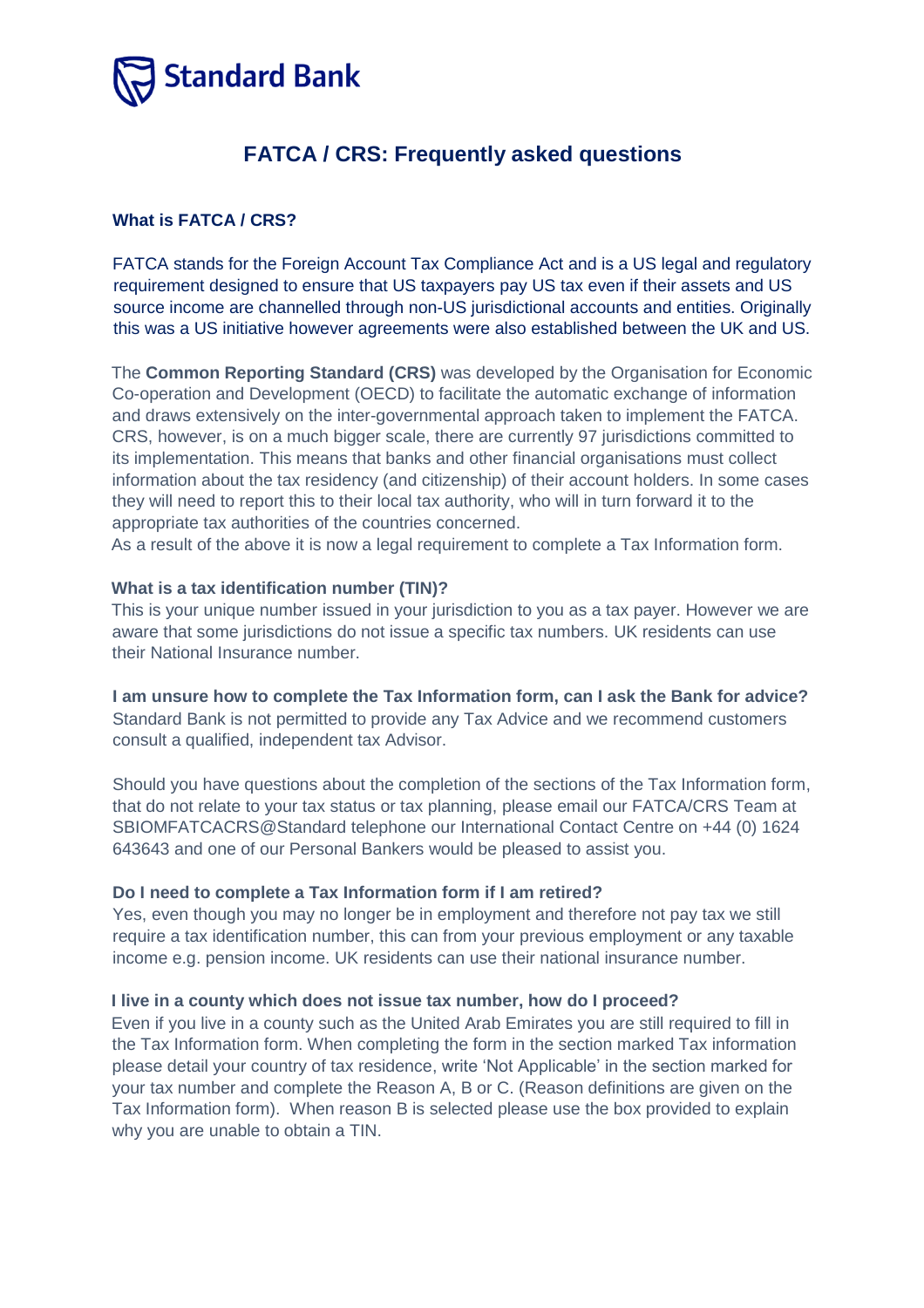Standard Bank

# FATCA / CRS: Frequently asked questions

### What is FATCA / CRS?

FATCA stands for the Foreign Account Tax Compliance Act and is a US legal and regulatory requirement designed to ensure that US taxpayers pay US tax even if their assets and US source income are channelled through non-US jurisdictional accounts and entities. Originally this was a US initiative however agreements were also established between the UK and US.

The **Common Reporting Standard (CRS)** was developed by the Organisation for Economic Co-operation and Development (OECD) to facilitate the automatic exchange of information and draws extensively on the inter-governmental approach taken to implement the FATCA. CRS, however, is on a much bigger scale, there are currently 97 jurisdictions committed to its implementation. This means that banks and other financial organisations must collect information about the tax residency (and citizenship) of their account holders. In some cases they will need to report this to their local tax authority, who will in turn forward it to the appropriate tax authorities of the countries concerned.
As a result of the above it is now a legal requirement to complete a Tax Information form.

### What is a tax identification number (TIN)?

This is your unique number issued in your jurisdiction to you as a tax payer. However we are aware that some jurisdictions do not issue a specific tax numbers. UK residents can use their National Insurance number.

### I am unsure how to complete the Tax Information form, can I ask the Bank for advice?

Standard Bank is not permitted to provide any Tax Advice and we recommend customers consult a qualified, independent tax Advisor.

Should you have questions about the completion of the sections of the Tax Information form, that do not relate to your tax status or tax planning, please email our FATCA/CRS Team at SBIOMFATCACRS@Standard telephone our International Contact Centre on +44 (0) 1624 643643 and one of our Personal Bankers would be pleased to assist you.

### Do I need to complete a Tax Information form if I am retired?

Yes, even though you may no longer be in employment and therefore not pay tax we still require a tax identification number, this can from your previous employment or any taxable income e.g. pension income. UK residents can use their national insurance number.

### I live in a county which does not issue tax number, how do I proceed?

Even if you live in a county such as the United Arab Emirates you are still required to fill in the Tax Information form. When completing the form in the section marked Tax information please detail your country of tax residence, write 'Not Applicable' in the section marked for your tax number and complete the Reason A, B or C. (Reason definitions are given on the Tax Information form). When reason B is selected please use the box provided to explain why you are unable to obtain a TIN.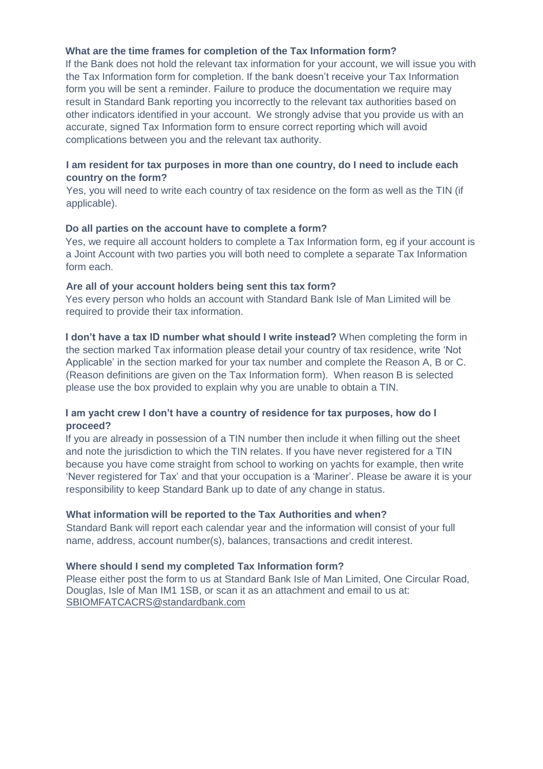**What are the time frames for completion of the Tax Information form?**

If the Bank does not hold the relevant tax information for your account, we will issue you with the Tax Information form for completion. If the bank doesn't receive your Tax Information form you will be sent a reminder. Failure to produce the documentation we require may result in Standard Bank reporting you incorrectly to the relevant tax authorities based on other indicators identified in your account. We strongly advise that you provide us with an accurate, signed Tax Information form to ensure correct reporting which will avoid complications between you and the relevant tax authority.

**I am resident for tax purposes in more than one country, do I need to include each country on the form?**

Yes, you will need to write each country of tax residence on the form as well as the TIN (if applicable).

**Do all parties on the account have to complete a form?**

Yes, we require all account holders to complete a Tax Information form, eg if your account is a Joint Account with two parties you will both need to complete a separate Tax Information form each.

**Are all of your account holders being sent this tax form?**

Yes every person who holds an account with Standard Bank Isle of Man Limited will be required to provide their tax information.

**I don't have a tax ID number what should I write instead?** When completing the form in the section marked Tax information please detail your country of tax residence, write 'Not Applicable' in the section marked for your tax number and complete the Reason A, B or C. (Reason definitions are given on the Tax Information form). When reason B is selected please use the box provided to explain why you are unable to obtain a TIN.

**I am yacht crew I don't have a country of residence for tax purposes, how do I proceed?**

If you are already in possession of a TIN number then include it when filling out the sheet and note the jurisdiction to which the TIN relates. If you have never registered for a TIN because you have come straight from school to working on yachts for example, then write 'Never registered for Tax' and that your occupation is a 'Mariner'. Please be aware it is your responsibility to keep Standard Bank up to date of any change in status.

**What information will be reported to the Tax Authorities and when?**

Standard Bank will report each calendar year and the information will consist of your full name, address, account number(s), balances, transactions and credit interest.

**Where should I send my completed Tax Information form?**

Please either post the form to us at Standard Bank Isle of Man Limited, One Circular Road, Douglas, Isle of Man IM1 1SB, or scan it as an attachment and email to us at: SBIOMFATCACRS@standardbank.com